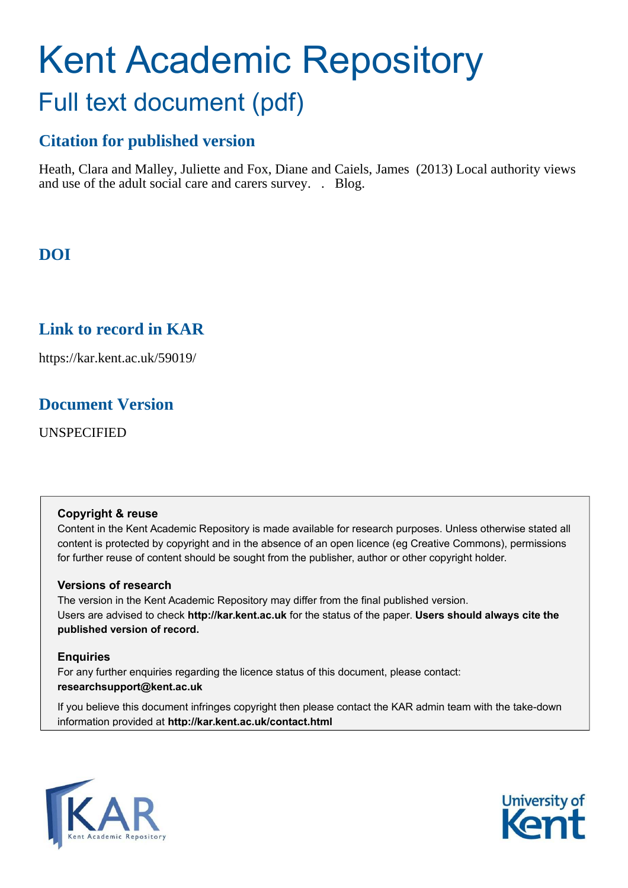# Kent Academic Repository

## Full text document (pdf)

### Citation for published version

Heath, Clara and Malley, Juliette and Fox, Diane and Caiels, James (2013) Local authority views and use of the adult social care and carers survey. . Blog.

### DOI

### Link to record in KAR

https://kar.kent.ac.uk/59019/

### Document Version

UNSPECIFIED

**Copyright & reuse**

Content in the Kent Academic Repository is made available for research purposes. Unless otherwise stated all content is protected by copyright and in the absence of an open licence (eg Creative Commons), permissions for further reuse of content should be sought from the publisher, author or other copyright holder.

**Versions of research**

The version in the Kent Academic Repository may differ from the final published version. Users are advised to check **http://kar.kent.ac.uk** for the status of the paper. **Users should always cite the published version of record.**

**Enquiries**

For any further enquiries regarding the licence status of this document, please contact: **researchsupport@kent.ac.uk**

If you believe this document infringes copyright then please contact the KAR admin team with the take-down information provided at **http://kar.kent.ac.uk/contact.html**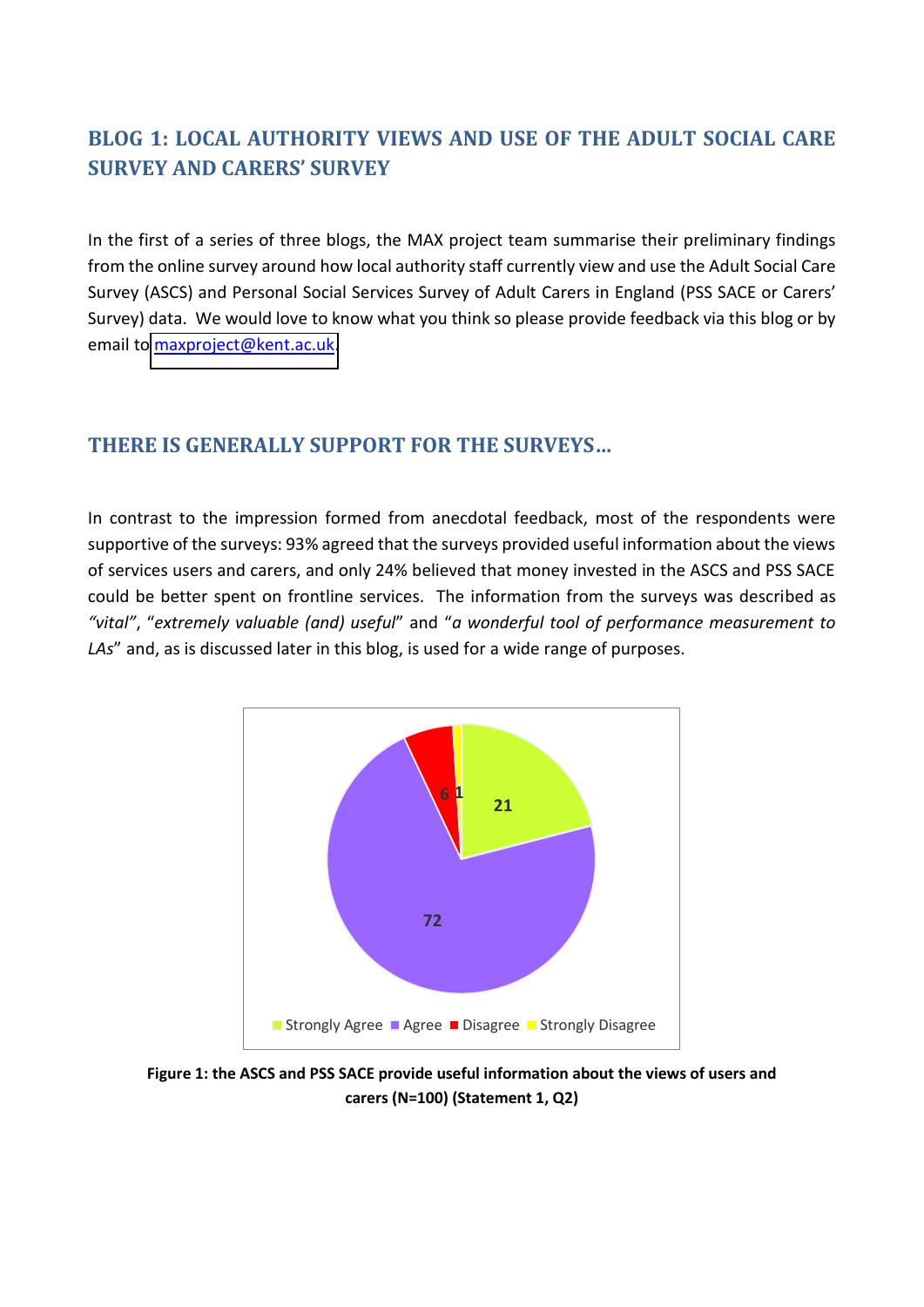# BLOG 1: LOCAL AUTHORITY VIEWS AND USE OF THE ADULT SOCIAL CARE SURVEY AND CARERS' SURVEY

In the first of a series of three blogs, the MAX project team summarise their preliminary findings from the online survey around how local authority staff currently view and use the Adult Social Care Survey (ASCS) and Personal Social Services Survey of Adult Carers in England (PSS SACE or Carers' Survey) data. We would love to know what you think so please provide feedback via this blog or by email to maxproject@kent.ac.uk.

## THERE IS GENERALLY SUPPORT FOR THE SURVEYS…

In contrast to the impression formed from anecdotal feedback, most of the respondents were supportive of the surveys: 93% agreed that the surveys provided useful information about the views of services users and carers, and only 24% believed that money invested in the ASCS and PSS SACE could be better spent on frontline services. The information from the surveys was described as *"vital"*, "*extremely valuable (and) useful*" and "*a wonderful tool of performance measurement to LAs*" and, as is discussed later in this blog, is used for a wide range of purposes.

| Response | Count |
|---|---|
| Strongly Agree | 21 |
| Agree | 72 |
| Disagree | 6 |
| Strongly Disagree | 1 |

**Figure 1: the ASCS and PSS SACE provide useful information about the views of users and carers (N=100) (Statement 1, Q2)**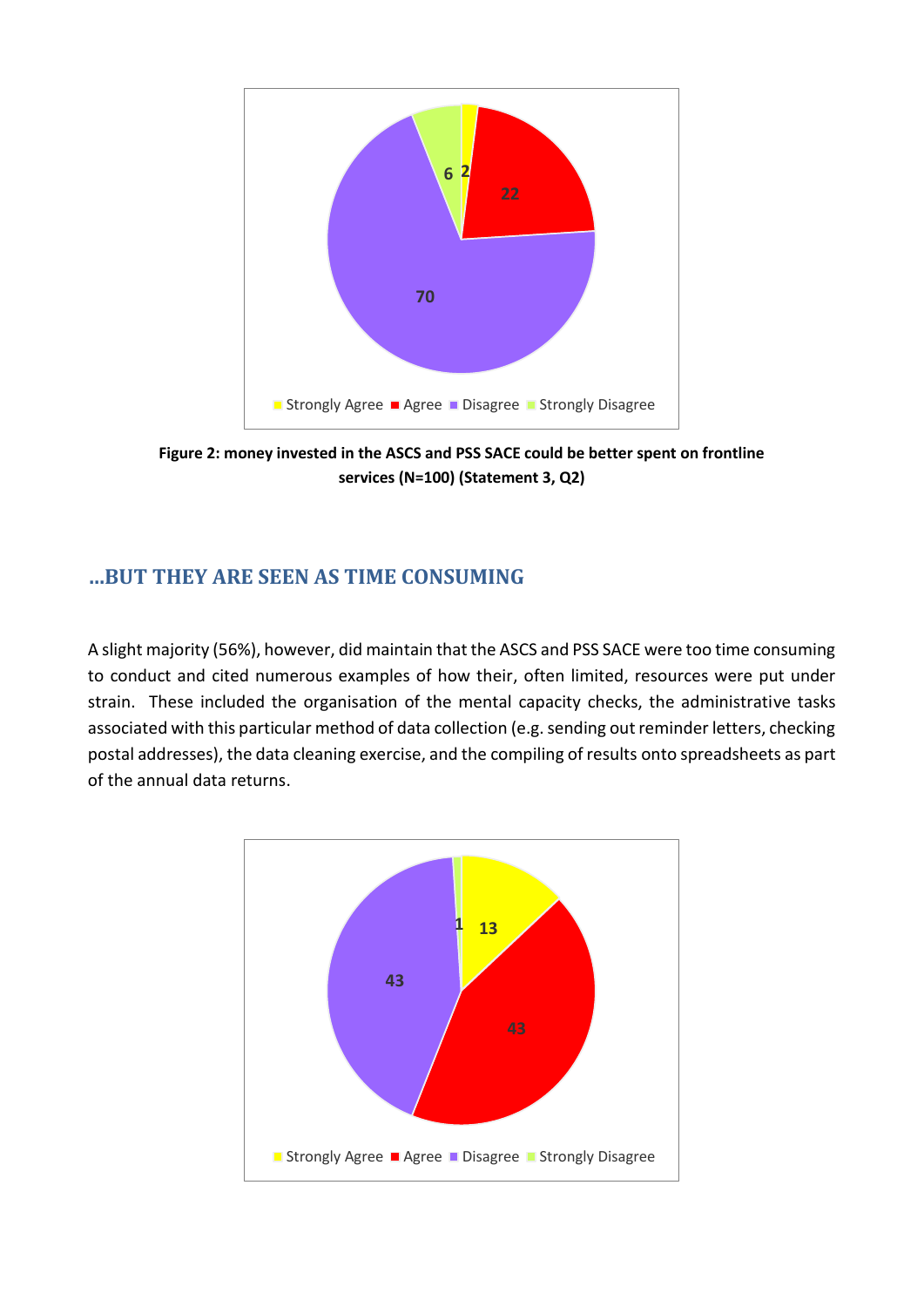Figure 2: money invested in the ASCS and PSS SACE could be better spent on frontline services (N=100) (Statement 3, Q2)

## …BUT THEY ARE SEEN AS TIME CONSUMING

A slight majority (56%), however, did maintain that the ASCS and PSS SACE were too time consuming to conduct and cited numerous examples of how their, often limited, resources were put under strain. These included the organisation of the mental capacity checks, the administrative tasks associated with this particular method of data collection (e.g. sending out reminder letters, checking postal addresses), the data cleaning exercise, and the compiling of results onto spreadsheets as part of the annual data returns.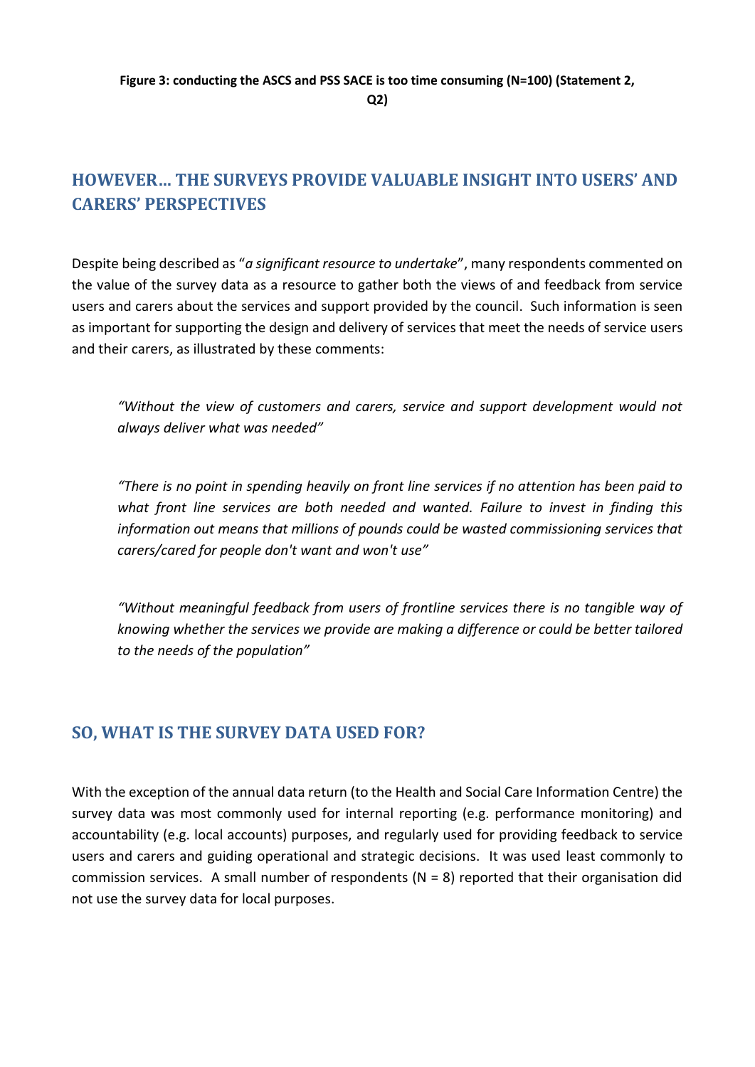**Figure 3: conducting the ASCS and PSS SACE is too time consuming (N=100) (Statement 2, Q2)**

## HOWEVER… THE SURVEYS PROVIDE VALUABLE INSIGHT INTO USERS' AND CARERS' PERSPECTIVES

Despite being described as "*a significant resource to undertake*", many respondents commented on the value of the survey data as a resource to gather both the views of and feedback from service users and carers about the services and support provided by the council. Such information is seen as important for supporting the design and delivery of services that meet the needs of service users and their carers, as illustrated by these comments:

> *"Without the view of customers and carers, service and support development would not always deliver what was needed"*

> *"There is no point in spending heavily on front line services if no attention has been paid to what front line services are both needed and wanted. Failure to invest in finding this information out means that millions of pounds could be wasted commissioning services that carers/cared for people don't want and won't use"*

> *"Without meaningful feedback from users of frontline services there is no tangible way of knowing whether the services we provide are making a difference or could be better tailored to the needs of the population"*

## SO, WHAT IS THE SURVEY DATA USED FOR?

With the exception of the annual data return (to the Health and Social Care Information Centre) the survey data was most commonly used for internal reporting (e.g. performance monitoring) and accountability (e.g. local accounts) purposes, and regularly used for providing feedback to service users and carers and guiding operational and strategic decisions. It was used least commonly to commission services. A small number of respondents (N = 8) reported that their organisation did not use the survey data for local purposes.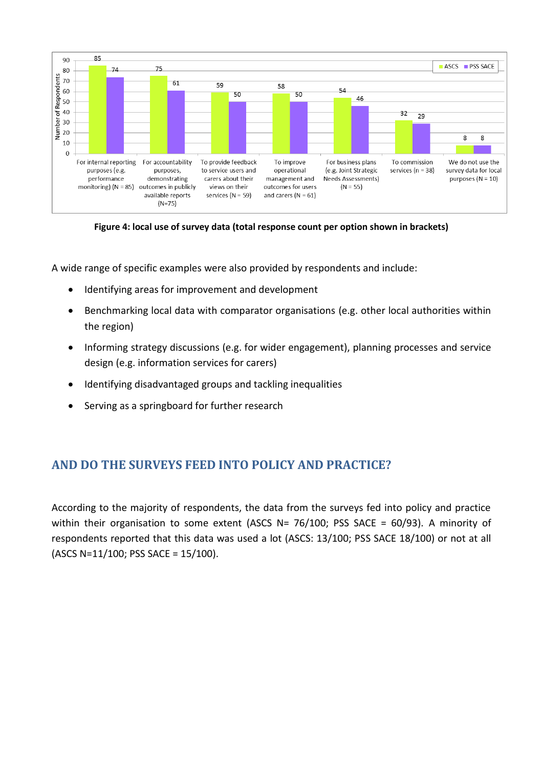| | ASCS | PSS SACE |
|---|---|---|
| For internal reporting purposes (e.g. performance monitoring) (N = 85) | 85 | 74 |
| For accountability purposes, demonstrating outcomes in publicly available reports (N=75) | 75 | 61 |
| To provide feedback to service users and carers about their views on their services (N = 59) | 59 | 50 |
| To improve operational management and outcomes for users and carers (N = 61) | 58 | 50 |
| For business plans (e.g. Joint Strategic Needs Assessments) (N = 55) | 54 | 46 |
| To commission services (n = 38) | 32 | 29 |
| We do not use the survey data for local purposes (N = 10) | 8 | 8 |

**Figure 4: local use of survey data (total response count per option shown in brackets)**

A wide range of specific examples were also provided by respondents and include:

- Identifying areas for improvement and development
- Benchmarking local data with comparator organisations (e.g. other local authorities within the region)
- Informing strategy discussions (e.g. for wider engagement), planning processes and service design (e.g. information services for carers)
- Identifying disadvantaged groups and tackling inequalities
- Serving as a springboard for further research

## AND DO THE SURVEYS FEED INTO POLICY AND PRACTICE?

According to the majority of respondents, the data from the surveys fed into policy and practice within their organisation to some extent (ASCS N= 76/100; PSS SACE = 60/93). A minority of respondents reported that this data was used a lot (ASCS: 13/100; PSS SACE 18/100) or not at all (ASCS N=11/100; PSS SACE = 15/100).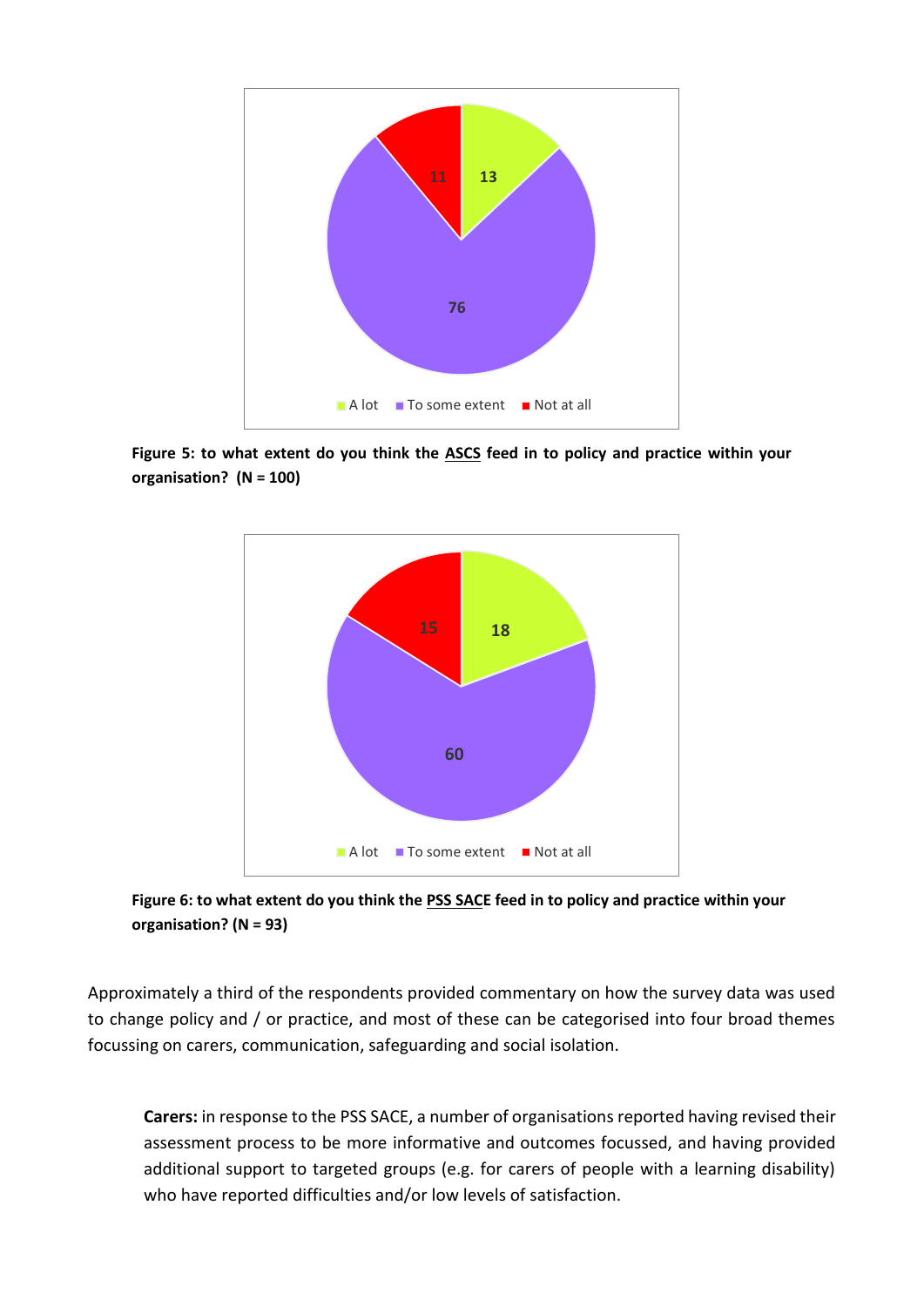**Figure 5: to what extent do you think the <u>ASCS</u> feed in to policy and practice within your organisation? (N = 100)**

**Figure 6: to what extent do you think the <u>PSS SACE</u> feed in to policy and practice within your organisation? (N = 93)**

Approximately a third of the respondents provided commentary on how the survey data was used to change policy and / or practice, and most of these can be categorised into four broad themes focussing on carers, communication, safeguarding and social isolation.

> **Carers:** in response to the PSS SACE, a number of organisations reported having revised their assessment process to be more informative and outcomes focussed, and having provided additional support to targeted groups (e.g. for carers of people with a learning disability) who have reported difficulties and/or low levels of satisfaction.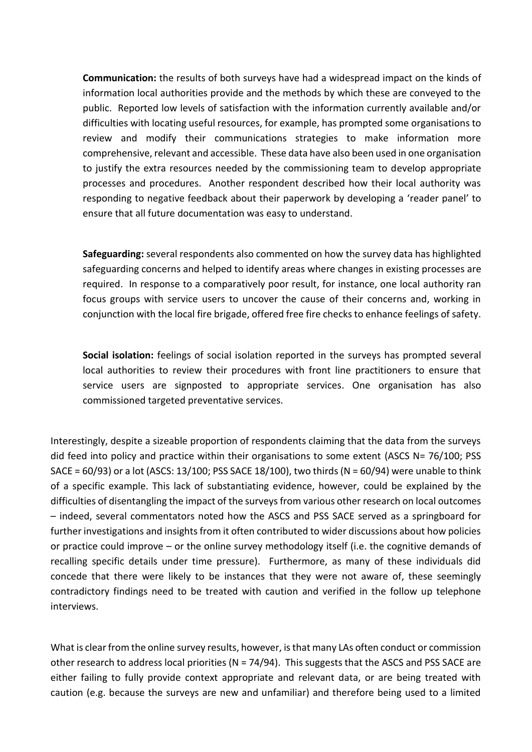**Communication:** the results of both surveys have had a widespread impact on the kinds of information local authorities provide and the methods by which these are conveyed to the public. Reported low levels of satisfaction with the information currently available and/or difficulties with locating useful resources, for example, has prompted some organisations to review and modify their communications strategies to make information more comprehensive, relevant and accessible. These data have also been used in one organisation to justify the extra resources needed by the commissioning team to develop appropriate processes and procedures. Another respondent described how their local authority was responding to negative feedback about their paperwork by developing a 'reader panel' to ensure that all future documentation was easy to understand.

**Safeguarding:** several respondents also commented on how the survey data has highlighted safeguarding concerns and helped to identify areas where changes in existing processes are required. In response to a comparatively poor result, for instance, one local authority ran focus groups with service users to uncover the cause of their concerns and, working in conjunction with the local fire brigade, offered free fire checks to enhance feelings of safety.

**Social isolation:** feelings of social isolation reported in the surveys has prompted several local authorities to review their procedures with front line practitioners to ensure that service users are signposted to appropriate services. One organisation has also commissioned targeted preventative services.

Interestingly, despite a sizeable proportion of respondents claiming that the data from the surveys did feed into policy and practice within their organisations to some extent (ASCS N= 76/100; PSS SACE = 60/93) or a lot (ASCS: 13/100; PSS SACE 18/100), two thirds (N = 60/94) were unable to think of a specific example. This lack of substantiating evidence, however, could be explained by the difficulties of disentangling the impact of the surveys from various other research on local outcomes – indeed, several commentators noted how the ASCS and PSS SACE served as a springboard for further investigations and insights from it often contributed to wider discussions about how policies or practice could improve – or the online survey methodology itself (i.e. the cognitive demands of recalling specific details under time pressure). Furthermore, as many of these individuals did concede that there were likely to be instances that they were not aware of, these seemingly contradictory findings need to be treated with caution and verified in the follow up telephone interviews.

What is clear from the online survey results, however, is that many LAs often conduct or commission other research to address local priorities (N = 74/94). This suggests that the ASCS and PSS SACE are either failing to fully provide context appropriate and relevant data, or are being treated with caution (e.g. because the surveys are new and unfamiliar) and therefore being used to a limited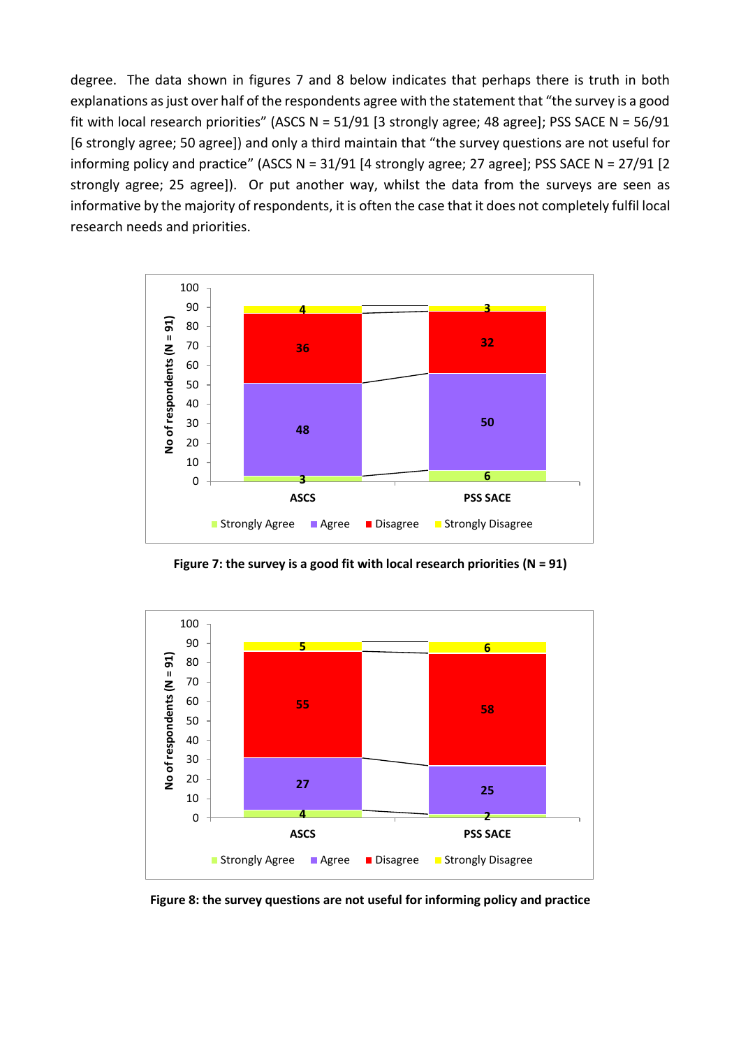degree. The data shown in figures 7 and 8 below indicates that perhaps there is truth in both explanations as just over half of the respondents agree with the statement that "the survey is a good fit with local research priorities" (ASCS N = 51/91 [3 strongly agree; 48 agree]; PSS SACE N = 56/91 [6 strongly agree; 50 agree]) and only a third maintain that "the survey questions are not useful for informing policy and practice" (ASCS N = 31/91 [4 strongly agree; 27 agree]; PSS SACE N = 27/91 [2 strongly agree; 25 agree]). Or put another way, whilst the data from the surveys are seen as informative by the majority of respondents, it is often the case that it does not completely fulfil local research needs and priorities.

| | Strongly Agree | Agree | Disagree | Strongly Disagree |
|---|---|---|---|---|
| ASCS | 3 | 48 | 36 | 4 |
| PSS SACE | 6 | 50 | 32 | 3 |

**Figure 7: the survey is a good fit with local research priorities (N = 91)**

| | Strongly Agree | Agree | Disagree | Strongly Disagree |
|---|---|---|---|---|
| ASCS | 4 | 27 | 55 | 5 |
| PSS SACE | 2 | 25 | 58 | 6 |

**Figure 8: the survey questions are not useful for informing policy and practice**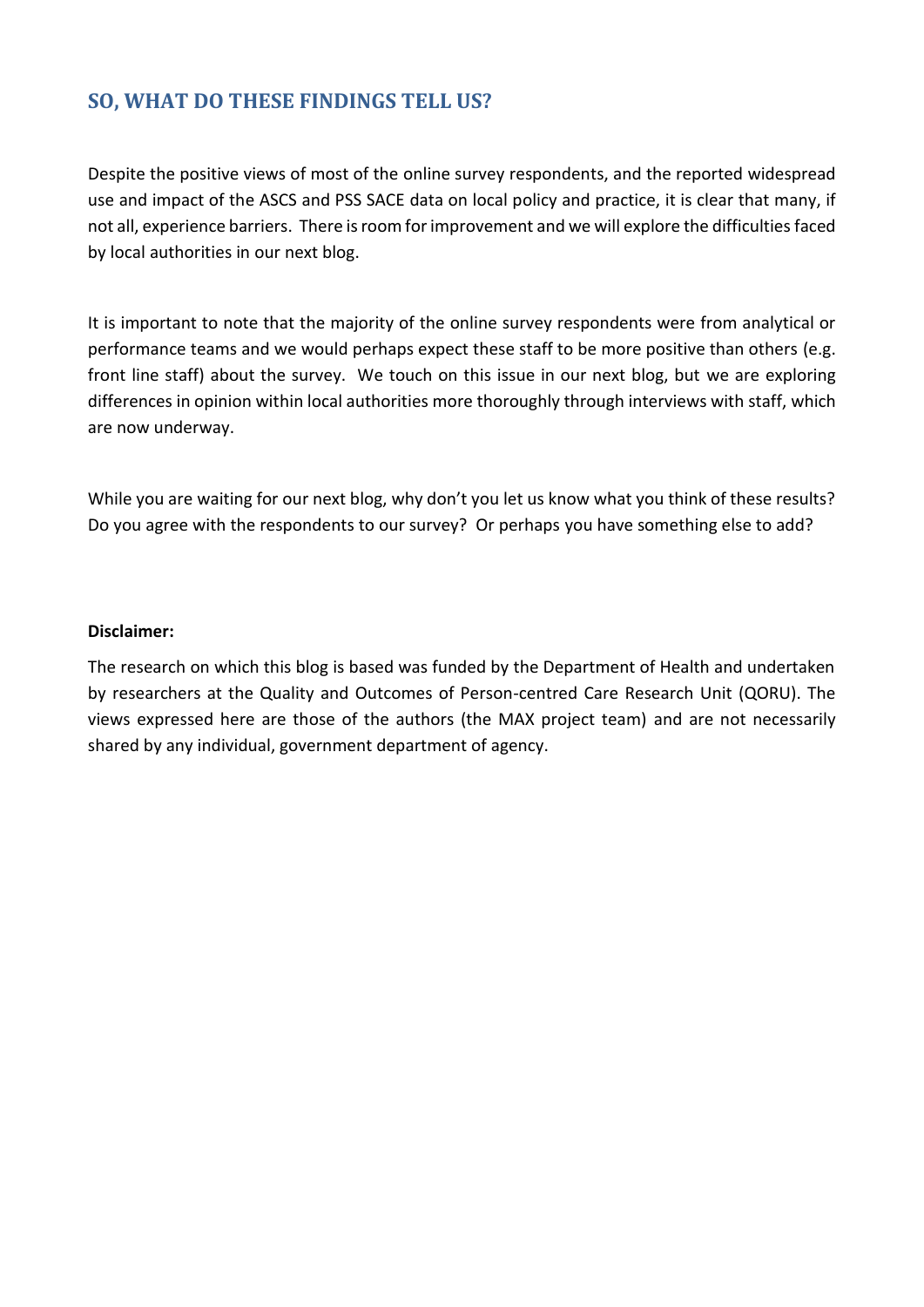## SO, WHAT DO THESE FINDINGS TELL US?

Despite the positive views of most of the online survey respondents, and the reported widespread use and impact of the ASCS and PSS SACE data on local policy and practice, it is clear that many, if not all, experience barriers. There is room for improvement and we will explore the difficulties faced by local authorities in our next blog.

It is important to note that the majority of the online survey respondents were from analytical or performance teams and we would perhaps expect these staff to be more positive than others (e.g. front line staff) about the survey. We touch on this issue in our next blog, but we are exploring differences in opinion within local authorities more thoroughly through interviews with staff, which are now underway.

While you are waiting for our next blog, why don't you let us know what you think of these results? Do you agree with the respondents to our survey? Or perhaps you have something else to add?

**Disclaimer:**

The research on which this blog is based was funded by the Department of Health and undertaken by researchers at the Quality and Outcomes of Person-centred Care Research Unit (QORU). The views expressed here are those of the authors (the MAX project team) and are not necessarily shared by any individual, government department of agency.